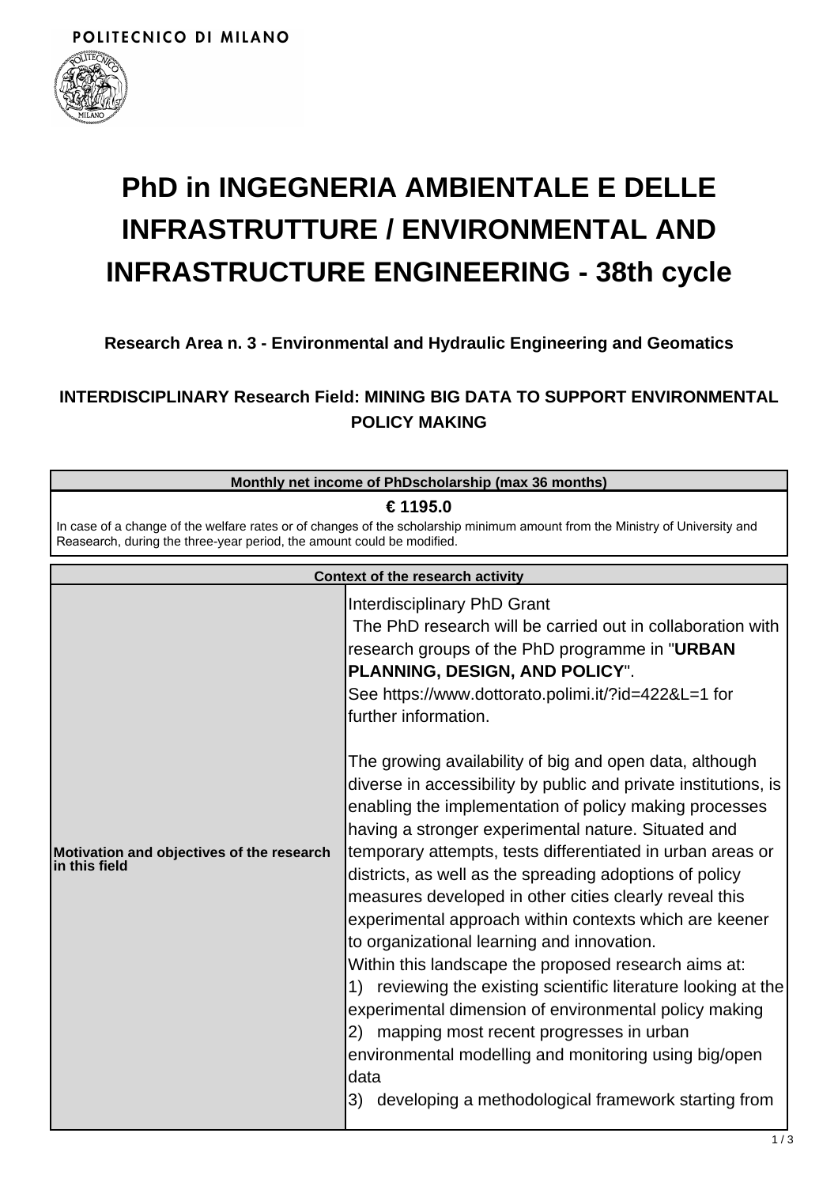POLITECNICO DI MILANO

# PhD in INGEGNERIA AMBIENTALE E DELLE INFRASTRUTTURE / ENVIRONMENTAL AND INFRASTRUCTURE ENGINEERING - 38th cycle

### Research Area n. 3 - Environmental and Hydraulic Engineering and Geomatics

### INTERDISCIPLINARY Research Field: MINING BIG DATA TO SUPPORT ENVIRONMENTAL POLICY MAKING

| Monthly net income of PhDscholarship (max 36 months) |
| --- |
| **€ 1195.0**<br>In case of a change of the welfare rates or of changes of the scholarship minimum amount from the Ministry of University and Reasearch, during the three-year period, the amount could be modified. |

| Context of the research activity | |
| --- | --- |
| **Motivation and objectives of the research in this field** | Interdisciplinary PhD Grant<br>The PhD research will be carried out in collaboration with research groups of the PhD programme in "**URBAN PLANNING, DESIGN, AND POLICY**".<br>See https://www.dottorato.polimi.it/?id=422&L=1 for further information.<br><br>The growing availability of big and open data, although diverse in accessibility by public and private institutions, is enabling the implementation of policy making processes having a stronger experimental nature. Situated and temporary attempts, tests differentiated in urban areas or districts, as well as the spreading adoptions of policy measures developed in other cities clearly reveal this experimental approach within contexts which are keener to organizational learning and innovation.<br>Within this landscape the proposed research aims at:<br>1) reviewing the existing scientific literature looking at the experimental dimension of environmental policy making<br>2) mapping most recent progresses in urban environmental modelling and monitoring using big/open data<br>3) developing a methodological framework starting from |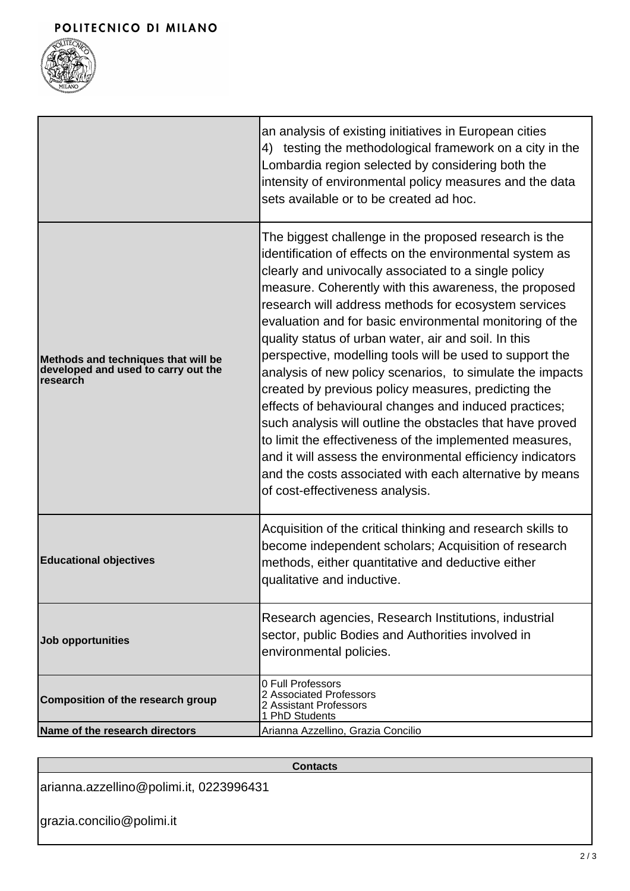| | |
|---|---|
| | an analysis of existing initiatives in European cities<br>4) testing the methodological framework on a city in the Lombardia region selected by considering both the intensity of environmental policy measures and the data sets available or to be created ad hoc. |
| **Methods and techniques that will be developed and used to carry out the research** | The biggest challenge in the proposed research is the identification of effects on the environmental system as clearly and univocally associated to a single policy measure. Coherently with this awareness, the proposed research will address methods for ecosystem services evaluation and for basic environmental monitoring of the quality status of urban water, air and soil. In this perspective, modelling tools will be used to support the analysis of new policy scenarios, to simulate the impacts created by previous policy measures, predicting the effects of behavioural changes and induced practices; such analysis will outline the obstacles that have proved to limit the effectiveness of the implemented measures, and it will assess the environmental efficiency indicators and the costs associated with each alternative by means of cost-effectiveness analysis. |
| **Educational objectives** | Acquisition of the critical thinking and research skills to become independent scholars; Acquisition of research methods, either quantitative and deductive either qualitative and inductive. |
| **Job opportunities** | Research agencies, Research Institutions, industrial sector, public Bodies and Authorities involved in environmental policies. |
| **Composition of the research group** | 0 Full Professors<br>2 Associated Professors<br>2 Assistant Professors<br>1 PhD Students |
| **Name of the research directors** | Arianna Azzellino, Grazia Concilio |

| **Contacts** |
|---|
| arianna.azzellino@polimi.it, 0223996431<br><br>grazia.concilio@polimi.it |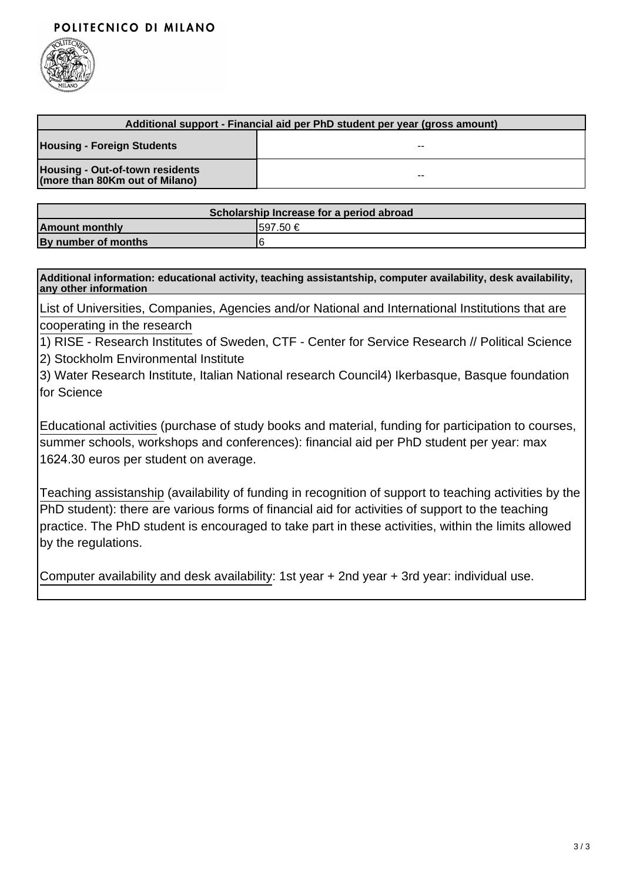| Additional support - Financial aid per PhD student per year (gross amount) | |
| --- | --- |
| **Housing - Foreign Students** | -- |
| **Housing - Out-of-town residents (more than 80Km out of Milano)** | -- |

| Scholarship Increase for a period abroad | |
| --- | --- |
| **Amount monthly** | 597.50 € |
| **By number of months** | 6 |

**Additional information: educational activity, teaching assistantship, computer availability, desk availability, any other information**

List of Universities, Companies, Agencies and/or National and International Institutions that are cooperating in the research

1) RISE - Research Institutes of Sweden, CTF - Center for Service Research // Political Science
2) Stockholm Environmental Institute
3) Water Research Institute, Italian National research Council4) Ikerbasque, Basque foundation for Science

Educational activities (purchase of study books and material, funding for participation to courses, summer schools, workshops and conferences): financial aid per PhD student per year: max 1624.30 euros per student on average.

Teaching assistanship (availability of funding in recognition of support to teaching activities by the PhD student): there are various forms of financial aid for activities of support to the teaching practice. The PhD student is encouraged to take part in these activities, within the limits allowed by the regulations.

Computer availability and desk availability: 1st year + 2nd year + 3rd year: individual use.